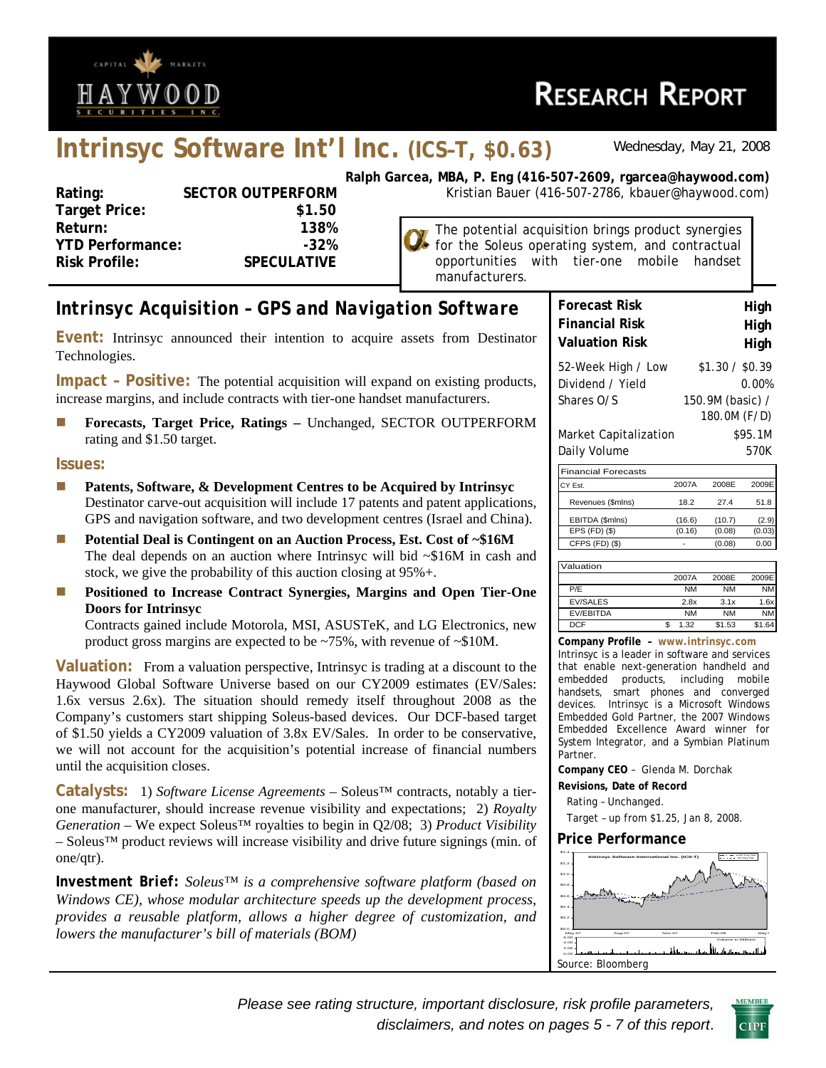HAYWOOD SECURITIES INC. — CAPITAL MARKETS

# RESEARCH REPORT

# Intrinsyc Software Int'l Inc. (ICS–T, $0.63)

Wednesday, May 21, 2008

**Ralph Garcea, MBA, P. Eng (416-507-2609, rgarcea@haywood.com)**
Kristian Bauer (416-507-2786, kbauer@haywood.com)

| | |
|---|---|
| **Rating:** | **SECTOR OUTPERFORM** |
| **Target Price:** | **$1.50** |
| **Return:** | **138%** |
| **YTD Performance:** | **-32%** |
| **Risk Profile:** | **SPECULATIVE** |

The potential acquisition brings product synergies for the Soleus operating system, and contractual opportunities with tier-one mobile handset manufacturers.

## *Intrinsyc Acquisition – GPS and Navigation Software*

**Event:** Intrinsyc announced their intention to acquire assets from Destinator Technologies.

**Impact – Positive:** The potential acquisition will expand on existing products, increase margins, and include contracts with tier-one handset manufacturers.

- **Forecasts, Target Price, Ratings –** Unchanged, SECTOR OUTPERFORM rating and $1.50 target.

**Issues:**

- **Patents, Software, & Development Centres to be Acquired by Intrinsyc**
  Destinator carve-out acquisition will include 17 patents and patent applications, GPS and navigation software, and two development centres (Israel and China).
- **Potential Deal is Contingent on an Auction Process, Est. Cost of ~$16M**
  The deal depends on an auction where Intrinsyc will bid ~$16M in cash and stock, we give the probability of this auction closing at 95%+.
- **Positioned to Increase Contract Synergies, Margins and Open Tier-One Doors for Intrinsyc**
  Contracts gained include Motorola, MSI, ASUSTeK, and LG Electronics, new product gross margins are expected to be ~75%, with revenue of ~$10M.

**Valuation:** From a valuation perspective, Intrinsyc is trading at a discount to the Haywood Global Software Universe based on our CY2009 estimates (EV/Sales: 1.6x versus 2.6x). The situation should remedy itself throughout 2008 as the Company's customers start shipping Soleus-based devices. Our DCF-based target of $1.50 yields a CY2009 valuation of 3.8x EV/Sales. In order to be conservative, we will not account for the acquisition's potential increase of financial numbers until the acquisition closes.

**Catalysts:** 1) *Software License Agreements* – Soleus™ contracts, notably a tier-one manufacturer, should increase revenue visibility and expectations; 2) *Royalty Generation* – We expect Soleus™ royalties to begin in Q2/08; 3) *Product Visibility* – Soleus™ product reviews will increase visibility and drive future signings (min. of one/qtr).

**Investment Brief:** *Soleus™ is a comprehensive software platform (based on Windows CE), whose modular architecture speeds up the development process, provides a reusable platform, allows a higher degree of customization, and lowers the manufacturer's bill of materials (BOM)*

| | |
|---|---|
| **Forecast Risk** | **High** |
| **Financial Risk** | **High** |
| **Valuation Risk** | **High** |

| | |
|---|---|
| 52-Week High / Low | $1.30 / $0.39 |
| Dividend / Yield | 0.00% |
| Shares O/S | 150.9M (basic) / 180.0M (F/D) |
| Market Capitalization | $95.1M |
| Daily Volume | 570K |

| Financial Forecasts | | | |
|---|---|---|---|
| CY Est. | 2007A | 2008E | 2009E |
| Revenues ($mlns) | 18.2 | 27.4 | 51.8 |
| EBITDA ($mlns) | (16.6) | (10.7) | (2.9) |
| EPS (FD) ($) | (0.16) | (0.08) | (0.03) |
| CFPS (FD) ($) | - | (0.08) | 0.00 |

| Valuation | 2007A | 2008E | 2009E |
|---|---|---|---|
| P/E | NM | NM | NM |
| EV/SALES | 2.8x | 3.1x | 1.6x |
| EV/EBITDA | NM | NM | NM |
| DCF | $ 1.32 | $1.53 | $1.64 |

**Company Profile – www.intrinsyc.com**
Intrinsyc is a leader in software and services that enable next-generation handheld and embedded products, including mobile handsets, smart phones and converged devices. Intrinsyc is a Microsoft Windows Embedded Gold Partner, the 2007 Windows Embedded Excellence Award winner for System Integrator, and a Symbian Platinum Partner.

**Company CEO** – Glenda M. Dorchak

**Revisions, Date of Record**
Rating – Unchanged.
Target – up from $1.25, Jan 8, 2008.

**Price Performance**

Source: Bloomberg

*Please see rating structure, important disclosure, risk profile parameters, disclaimers, and notes on pages 5 - 7 of this report.*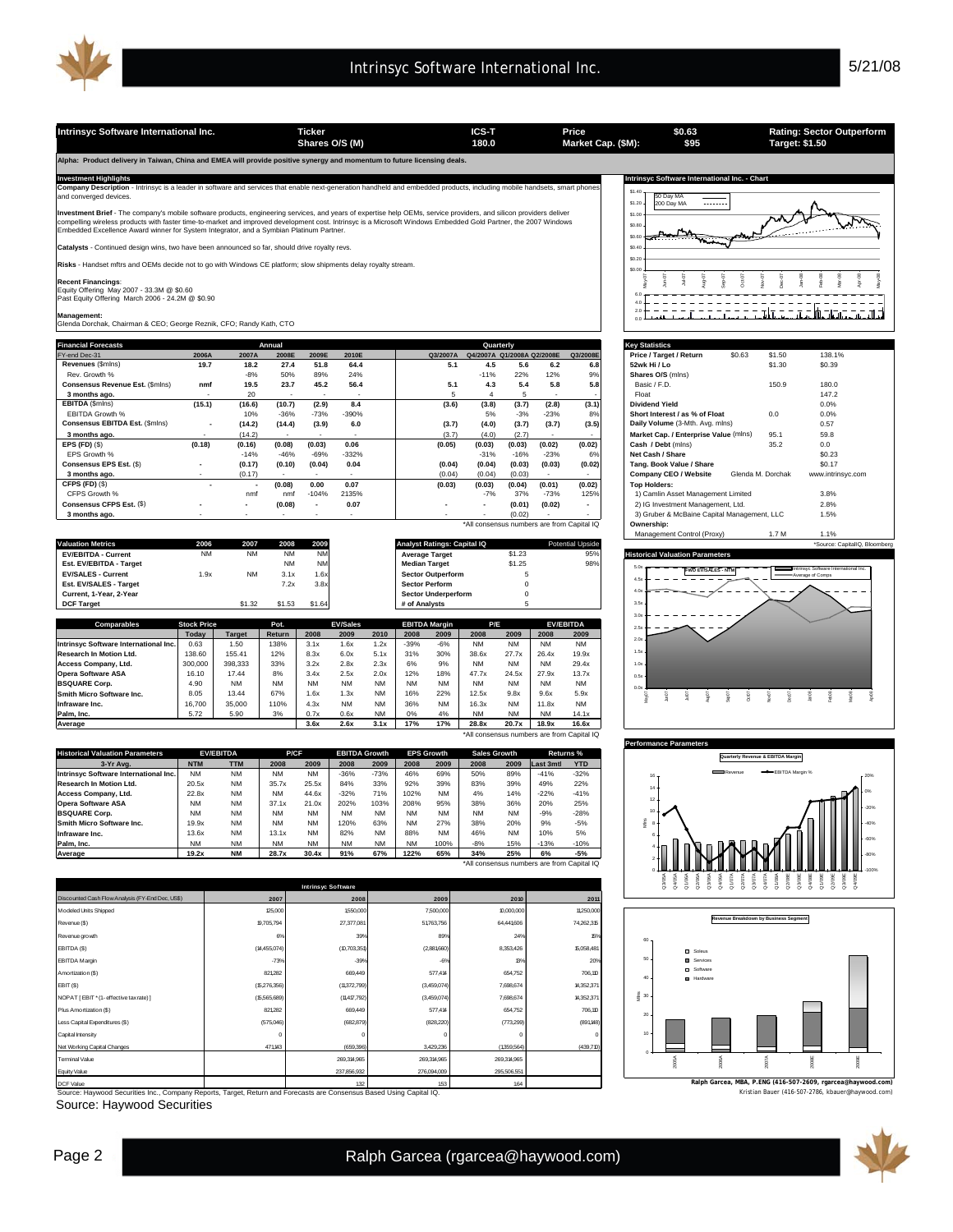| Intrinsyc Software International Inc. | Ticker | ICS-T | Price | $0.63 | Rating: Sector Outperform |
|---|---|---|---|---|---|
| | Shares O/S (M) | 180.0 | Market Cap. ($M): | $95 | Target: $1.50 |

**Alpha: Product delivery in Taiwan, China and EMEA will provide positive synergy and momentum to future licensing deals.**

## Investment Highlights

**Company Description** - Intrinsyc Software is a leader in software and services that enable next-generation handheld and embedded products, including mobile handsets, smart phones and converged devices.

**Investment Brief** - The company's mobile software products, engineering services, and years of expertise help OEMs, service providers, and silicon providers deliver compelling wireless products with faster time-to-market and improved development cost. Intrinsyc is a Microsoft Windows Embedded Gold Partner, the 2007 Windows Embedded Excellence Award winner for System Integrator, and a Symbian Platinum Partner.

**Catalysts** - Continued design wins, two have been announced so far, should drive royalty revs.

**Risks** - Handset mftrs and OEMs decide not to go with Windows CE platform; slow shipments delay royalty stream.

**Recent Financings**:
Equity Offering May 2007 - 33.3M @ $0.60
Past Equity Offering March 2006 - 24.2M @ $0.90

**Management**:
Glenda Dorchak, Chairman & CEO; George Reznik, CFO; Randy Kath, CTO

## Intrinsyc Software International Inc. - Chart

## Financial Forecasts

| FY-end Dec-31 | 2006A | 2007A | 2008E | 2009E | 2010E | Q3/2007A | Q4/2007A | Q1/2008A | Q2/2008E | Q3/2008E |
|---|---|---|---|---|---|---|---|---|---|---|
| **Revenues** ($mlns) | **19.7** | **18.2** | **27.4** | **51.8** | **64.4** | **5.1** | **4.5** | **5.6** | **6.2** | **6.8** |
| Rev. Growth % | | -8% | 50% | 89% | 24% | | -11% | 22% | 12% | 9% |
| **Consensus Revenue Est.** ($mlns) | **nmf** | **19.5** | **23.7** | **45.2** | **56.4** | **5.1** | **4.3** | **5.4** | **5.8** | **5.8** |
| **3 months ago.** | - | 20 | - | - | - | 5 | 4 | 5 | - | - |
| **EBITDA** ($mlns) | **(15.1)** | **(16.6)** | **(10.7)** | **(2.9)** | **8.4** | **(3.6)** | **(3.8)** | **(3.7)** | **(2.8)** | **(3.1)** |
| EBITDA Growth % | | 10% | -36% | -73% | -390% | | 5% | -3% | -23% | 8% |
| **Consensus EBITDA Est.** ($mlns) | - | **(14.2)** | **(14.4)** | **(3.9)** | **6.0** | **(3.7)** | **(4.0)** | **(3.7)** | **(3.7)** | **(3.5)** |
| **3 months ago.** | - | (14.2) | - | - | - | (3.7) | (4.0) | (2.7) | - | - |
| **EPS (FD)** ($) | **(0.18)** | **(0.16)** | **(0.08)** | **(0.03)** | **0.06** | **(0.05)** | **(0.03)** | **(0.03)** | **(0.02)** | **(0.02)** |
| EPS Growth % | | -14% | -46% | -69% | -332% | | -31% | -16% | -23% | 6% |
| **Consensus EPS Est.** ($) | - | **(0.17)** | **(0.10)** | **(0.04)** | **0.04** | **(0.04)** | **(0.04)** | **(0.03)** | **(0.03)** | **(0.02)** |
| **3 months ago.** | - | (0.17) | - | - | - | (0.04) | (0.04) | (0.03) | - | - |
| **CFPS (FD)** ($) | - | - | **(0.08)** | **0.00** | **0.07** | **(0.03)** | **(0.03)** | **(0.04)** | **(0.01)** | **(0.02)** |
| CFPS Growth % | | nmf | nmf | -104% | 2135% | | -7% | 37% | -73% | 125% |
| **Consensus CFPS Est.** ($) | - | - | **(0.08)** | - | **0.07** | - | - | **(0.01)** | **(0.02)** | - |
| **3 months ago.** | - | - | - | - | - | - | - | (0.02) | - | - |

*All consensus numbers are from Capital IQ

## Key Statistics

| | | | |
|---|---|---|---|
| **Price / Target / Return** | $0.63 | $1.50 | 138.1% |
| **52wk Hi / Lo** | | $1.30 | $0.39 |
| **Shares O/S** (mlns) | | | |
| Basic / F.D. | | 150.9 | 180.0 |
| Float | | | 147.2 |
| **Dividend Yield** | | | 0.0% |
| **Short Interest / as % of Float** | | 0.0 | 0.0% |
| **Daily Volume** (3-Mth. Avg. mlns) | | | 0.57 |
| **Market Cap. / Enterprise Value** (mlns) | | 95.1 | 59.8 |
| **Cash / Debt** (mlns) | | 35.2 | 0.0 |
| **Net Cash / Share** | | | $0.23 |
| **Tang. Book Value / Share** | | | $0.17 |
| **Company CEO / Website** | | Glenda M. Dorchak | www.intrinsyc.com |
| **Top Holders:** | | | |
| 1) Camlin Asset Management Limited | | | 3.8% |
| 2) IG Investment Management, Ltd. | | | 2.8% |
| 3) Gruber & McBaine Capital Management, LLC | | | 1.5% |
| **Ownership:** | | | |
| Management Control (Proxy) | | 1.7 M | 1.1% |

*Source: CapitalIQ, Bloomberg

## Valuation Metrics

| | 2006 | 2007 | 2008 | 2009 |
|---|---|---|---|---|
| **EV/EBITDA - Current** | NM | NM | NM | NM |
| **Est. EV/EBITDA - Target** | | | NM | NM |
| **EV/SALES - Current** | 1.9x | NM | 3.1x | 1.6x |
| **Est. EV/SALES - Target** | | | 7.2x | 3.8x |
| **Current, 1-Year, 2-Year** | | | | |
| **DCF Target** | | $1.32 | $1.53 | $1.64 |

| Analyst Ratings: Capital IQ | | Potential Upside |
|---|---|---|
| **Average Target** | $1.23 | 95% |
| **Median Target** | $1.25 | 98% |
| **Sector Outperform** | 5 | |
| **Sector Perform** | 0 | |
| **Sector Underperform** | 0 | |
| **# of Analysts** | 5 | |

## Historical Valuation Parameters

## Comparables

| Comparables | Stock Price Today | Target | Pot. Return | EV/Sales 2008 | EV/Sales 2009 | EV/Sales 2010 | EBITDA Margin 2008 | EBITDA Margin 2009 | P/E 2008 | P/E 2009 | EV/EBITDA 2008 | EV/EBITDA 2009 |
|---|---|---|---|---|---|---|---|---|---|---|---|---|
| **Intrinsyc Software International Inc.** | 0.63 | 1.50 | 138% | 3.1x | 1.6x | 1.2x | -39% | -6% | NM | NM | NM | NM |
| **Research In Motion Ltd.** | 138.60 | 155.41 | 12% | 8.3x | 6.0x | 5.1x | 31% | 30% | 38.6x | 27.7x | 26.4x | 19.9x |
| **Access Company, Ltd.** | 300,000 | 398,333 | 33% | 3.2x | 2.8x | 2.3x | 6% | 9% | NM | NM | NM | 29.4x |
| **Opera Software ASA** | 16.10 | 17.44 | 8% | 3.4x | 2.5x | 2.0x | 12% | 18% | 47.7x | 24.5x | 27.9x | 13.7x |
| **BSQUARE Corp.** | 4.90 | NM | NM | NM | NM | NM | NM | NM | NM | NM | NM | NM |
| **Smith Micro Software Inc.** | 8.05 | 13.44 | 67% | 1.6x | 1.3x | NM | 16% | 22% | 12.5x | 9.8x | 9.6x | 5.9x |
| **Infraware Inc.** | 16,700 | 35,000 | 110% | 4.3x | NM | NM | 36% | NM | 16.3x | NM | 11.8x | NM |
| **Palm, Inc.** | 5.72 | 5.90 | 3% | 0.7x | 0.6x | NM | 0% | 4% | NM | NM | NM | 14.1x |
| **Average** | | | | **3.6x** | **2.6x** | **3.1x** | **17%** | **17%** | **28.8x** | **20.7x** | **18.9x** | **16.6x** |

*All consensus numbers are from Capital IQ

## Historical Valuation Parameters

| 3-Yr Avg. | EV/EBITDA NTM | EV/EBITDA TTM | P/CF 2008 | P/CF 2009 | EBITDA Growth 2008 | EBITDA Growth 2009 | EPS Growth 2008 | EPS Growth 2009 | Sales Growth 2008 | Sales Growth 2009 | Returns % Last 3mtl | Returns % YTD |
|---|---|---|---|---|---|---|---|---|---|---|---|---|
| **Intrinsyc Software International Inc.** | NM | NM | NM | NM | -36% | -73% | 46% | 69% | 50% | 89% | -41% | -32% |
| **Research In Motion Ltd.** | 20.5x | NM | 35.7x | 25.5x | 84% | 33% | 92% | 39% | 83% | 39% | 49% | 22% |
| **Access Company, Ltd.** | 22.8x | NM | NM | 44.6x | -32% | 71% | 102% | NM | 4% | 14% | -22% | -41% |
| **Opera Software ASA** | NM | NM | 37.1x | 21.0x | 202% | 103% | 208% | 95% | 38% | 36% | 20% | 25% |
| **BSQUARE Corp.** | NM | NM | NM | NM | NM | NM | NM | NM | NM | NM | -9% | -28% |
| **Smith Micro Software Inc.** | 19.9x | NM | NM | NM | 120% | 63% | NM | 27% | 38% | 20% | 9% | -5% |
| **Infraware Inc.** | 13.6x | NM | 13.1x | NM | 82% | NM | 88% | NM | 46% | NM | 10% | 5% |
| **Palm, Inc.** | NM | NM | NM | NM | NM | NM | NM | 100% | -8% | 15% | -13% | -10% |
| **Average** | **19.2x** | **NM** | **28.7x** | **30.4x** | **91%** | **67%** | **122%** | **65%** | **34%** | **25%** | **6%** | **-5%** |

*All consensus numbers are from Capital IQ

## Performance Parameters

## Intrinsyc Software

| Discounted Cash Flow Analysis (FY-End Dec, US$) | 2007 | 2008 | 2009 | 2010 | 2011 |
|---|---|---|---|---|---|
| Modeled Units Shipped | 125,000 | 1,550,000 | 7,500,000 | 10,000,000 | 11,250,000 |
| Revenue ($) | 19,705,794 | 27,377,081 | 51,763,756 | 64,441,606 | 74,262,315 |
| Revenue growth | 6% | 39% | 89% | 24% | 15% |
| EBITDA ($) | (14,455,074) | (10,703,351) | (2,881,660) | 8,353,426 | 15,058,481 |
| EBITDA Margin | -73% | -39% | -6% | 13% | 20% |
| Amortization ($) | 821,282 | 669,449 | 577,414 | 654,752 | 706,110 |
| EBIT ($) | (15,276,356) | (11,372,799) | (3,459,074) | 7,698,674 | 14,352,371 |
| NOPAT [ EBIT * (1- effective tax rate) ] | (15,565,689) | (11,417,792) | (3,459,074) | 7,698,674 | 14,352,371 |
| Plus Amortization ($) | 821,282 | 669,449 | 577,414 | 654,752 | 706,110 |
| Less Capital Expenditures ($) | (575,046) | (682,879) | (828,220) | (773,299) | (891,148) |
| Capital Intensity | 0 | 0 | 0 | 0 | 0 |
| Net Working Capital Changes | 471,143 | (659,396) | 3,429,236 | (1,359,564) | (439,710) |
| Terminal Value | | 269,314,965 | 269,314,965 | 269,314,965 | |
| Equity Value | | 237,856,932 | 276,094,009 | 295,506,551 | |
| DCF Value | | 132 | 153 | 164 | |

Source: Haywood Securities Inc., Company Reports, Target, Return and Forecasts are Consensus Based Using Capital IQ.

Source: Haywood Securities

**Ralph Garcea, MBA, P.ENG (416-507-2609, rgarcea@haywood.com)**
Kristian Bauer (416-507-2786, kbauer@haywood.com)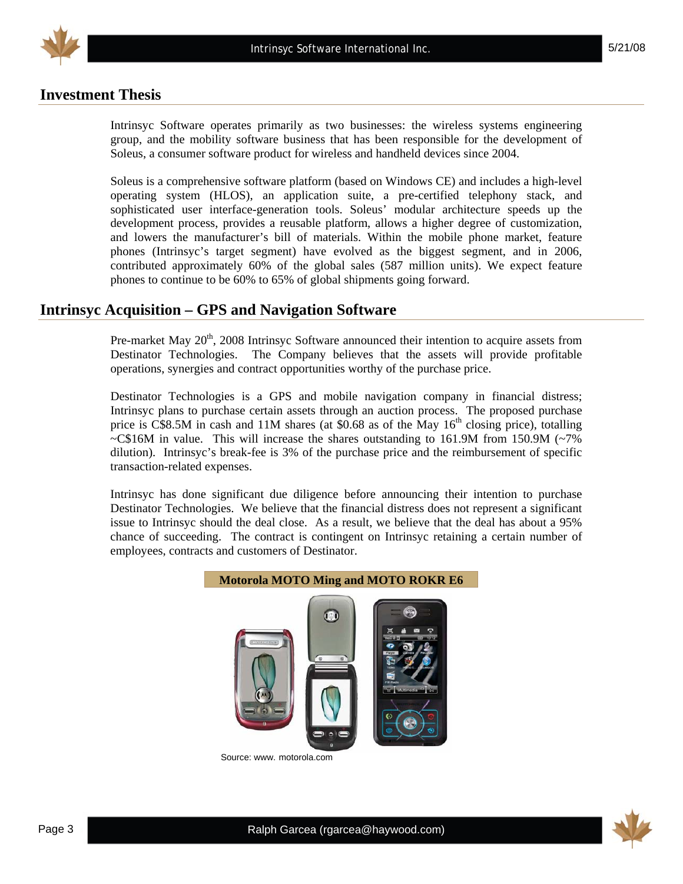## Investment Thesis

Intrinsyc Software operates primarily as two businesses: the wireless systems engineering group, and the mobility software business that has been responsible for the development of Soleus, a consumer software product for wireless and handheld devices since 2004.

Soleus is a comprehensive software platform (based on Windows CE) and includes a high-level operating system (HLOS), an application suite, a pre-certified telephony stack, and sophisticated user interface-generation tools. Soleus' modular architecture speeds up the development process, provides a reusable platform, allows a higher degree of customization, and lowers the manufacturer's bill of materials. Within the mobile phone market, feature phones (Intrinsyc's target segment) have evolved as the biggest segment, and in 2006, contributed approximately 60% of the global sales (587 million units). We expect feature phones to continue to be 60% to 65% of global shipments going forward.

## Intrinsyc Acquisition – GPS and Navigation Software

Pre-market May 20th, 2008 Intrinsyc Software announced their intention to acquire assets from Destinator Technologies. The Company believes that the assets will provide profitable operations, synergies and contract opportunities worthy of the purchase price.

Destinator Technologies is a GPS and mobile navigation company in financial distress; Intrinsyc plans to purchase certain assets through an auction process. The proposed purchase price is C$8.5M in cash and 11M shares (at $0.68 as of the May 16th closing price), totalling ~C$16M in value. This will increase the shares outstanding to 161.9M from 150.9M (~7% dilution). Intrinsyc's break-fee is 3% of the purchase price and the reimbursement of specific transaction-related expenses.

Intrinsyc has done significant due diligence before announcing their intention to purchase Destinator Technologies. We believe that the financial distress does not represent a significant issue to Intrinsyc should the deal close. As a result, we believe that the deal has about a 95% chance of succeeding. The contract is contingent on Intrinsyc retaining a certain number of employees, contracts and customers of Destinator.

**Motorola MOTO Ming and MOTO ROKR E6**

Source: www. motorola.com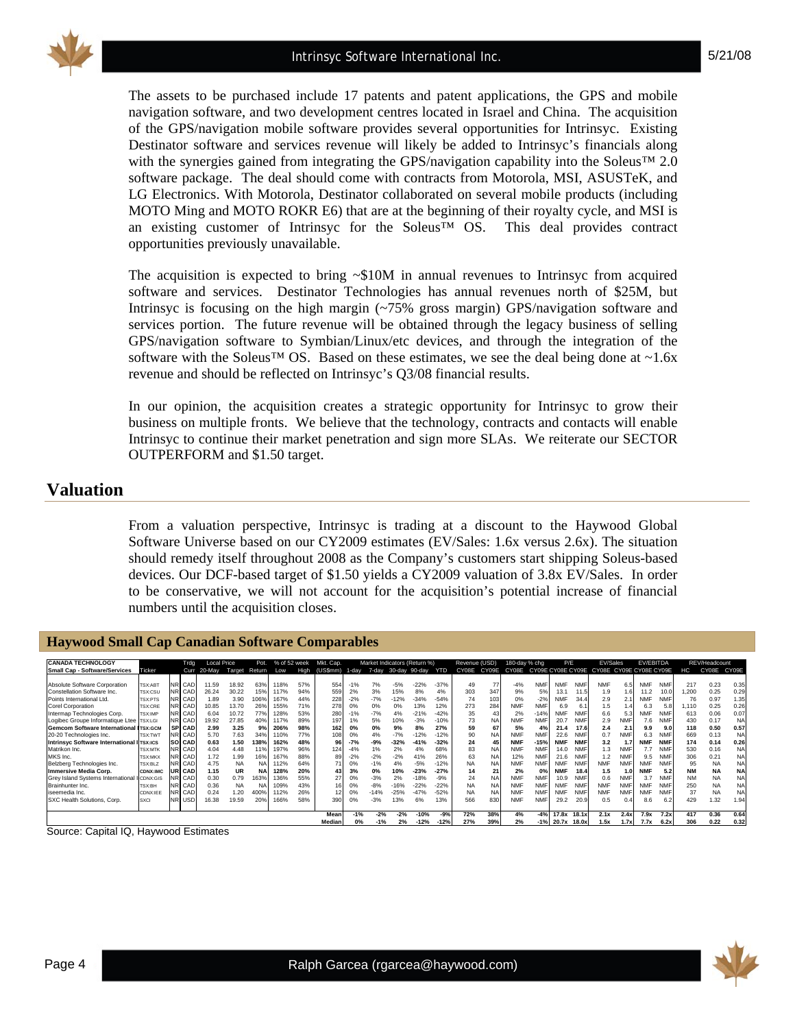The assets to be purchased include 17 patents and patent applications, the GPS and mobile navigation software, and two development centres located in Israel and China. The acquisition of the GPS/navigation mobile software provides several opportunities for Intrinsyc. Existing Destinator software and services revenue will likely be added to Intrinsyc's financials along with the synergies gained from integrating the GPS/navigation capability into the Soleus™ 2.0 software package. The deal should come with contracts from Motorola, MSI, ASUSTeK, and LG Electronics. With Motorola, Destinator collaborated on several mobile products (including MOTO Ming and MOTO ROKR E6) that are at the beginning of their royalty cycle, and MSI is an existing customer of Intrinsyc for the Soleus™ OS. This deal provides contract opportunities previously unavailable.

The acquisition is expected to bring ~$10M in annual revenues to Intrinsyc from acquired software and services. Destinator Technologies has annual revenues north of $25M, but Intrinsyc is focusing on the high margin (~75% gross margin) GPS/navigation software and services portion. The future revenue will be obtained through the legacy business of selling GPS/navigation software to Symbian/Linux/etc devices, and through the integration of the software with the Soleus™ OS. Based on these estimates, we see the deal being done at ~1.6x revenue and should be reflected on Intrinsyc's Q3/08 financial results.

In our opinion, the acquisition creates a strategic opportunity for Intrinsyc to grow their business on multiple fronts. We believe that the technology, contracts and contacts will enable Intrinsyc to continue their market penetration and sign more SLAs. We reiterate our SECTOR OUTPERFORM and $1.50 target.

# Valuation

From a valuation perspective, Intrinsyc is trading at a discount to the Haywood Global Software Universe based on our CY2009 estimates (EV/Sales: 1.6x versus 2.6x). The situation should remedy itself throughout 2008 as the Company's customers start shipping Soleus-based devices. Our DCF-based target of $1.50 yields a CY2009 valuation of 3.8x EV/Sales. In order to be conservative, we will not account for the acquisition's potential increase of financial numbers until the acquisition closes.

## Haywood Small Cap Canadian Software Comparables

| CANADA TECHNOLOGY | | | Trdg | Local Price | | Pot. | % of 52 week | | Mkt. Cap. | Market Indicators (Return %) | | | | | Revenue (USD) | | 180-day % chg | | P/E | | EV/Sales | | EV/EBITDA | | REV/Headcount | | |
|---|---|---|---|---|---|---|---|---|---|---|---|---|---|---|---|---|---|---|---|---|---|---|---|---|---|---|---|
| **Small Cap - Software/Services** | Ticker | | Curr | 20-May | Target | Return | Low | High | (US$mm) | 1-day | 7-day | 30-day | 90-day | YTD | CY08E | CY09E | CY08E | CY09E | CY08E | CY09E | CY08E | CY09E | CY08E | CY09E | HC | CY08E | CY09E |
| Absolute Software Corporation | TSX:ABT | NR | CAD | 11.59 | 18.92 | 63% | 118% | 57% | 554 | -1% | 7% | -5% | -22% | -37% | 49 | 77 | -4% | NMF | NMF | NMF | NMF | 6.5 | NMF | NMF | 217 | 0.23 | 0.35 |
| Constellation Software Inc. | TSX:CSU | NR | CAD | 26.24 | 30.22 | 15% | 117% | 94% | 559 | 2% | 3% | 15% | 8% | 4% | 303 | 347 | 9% | 5% | 13.1 | 11.5 | 1.9 | 1.6 | 11.2 | 10.0 | 1,200 | 0.25 | 0.29 |
| Points International Ltd. | TSX:PTS | NR | CAD | 1.89 | 3.90 | 106% | 167% | 44% | 228 | -2% | -7% | -12% | -34% | -54% | 74 | 103 | 0% | -2% | NMF | 34.4 | 2.9 | 2.1 | NMF | NMF | 76 | 0.97 | 1.35 |
| Corel Corporation | TSX:CRE | NR | CAD | 10.85 | 13.70 | 26% | 155% | 71% | 278 | 0% | 0% | 0% | 13% | 12% | 273 | 284 | NMF | NMF | 6.9 | 6.1 | 1.5 | 1.4 | 6.3 | 5.8 | 1,110 | 0.25 | 0.26 |
| Intermap Technologies Corp. | TSX:IMP | NR | CAD | 6.04 | 10.72 | 77% | 128% | 53% | 280 | -1% | -7% | 4% | -21% | -42% | 35 | 43 | 2% | -14% | NMF | NMF | 6.6 | 5.3 | NMF | NMF | 613 | 0.06 | 0.07 |
| Logibec Groupe Informatique Ltee | TSX:LGI | NR | CAD | 19.92 | 27.85 | 40% | 117% | 89% | 197 | 1% | 5% | 10% | -3% | -10% | 73 | NA | NMF | NMF | 20.7 | NMF | 2.9 | NMF | 7.6 | NMF | 430 | 0.17 | NA |
| 20-20 Technologies Inc. | TSX:TWT | NR | CAD | 5.70 | 7.63 | 34% | 110% | 77% | 108 | 0% | 4% | -7% | -12% | -12% | 90 | NA | NMF | NMF | 22.6 | NMF | 0.7 | NMF | 6.3 | NMF | 669 | 0.13 | NA |
| **Intrinsyc Software International I** | **TSX:ICS** | **SO** | **CAD** | **0.63** | **1.50** | **138%** | **162%** | **48%** | **96** | **-7%** | **-9%** | **-32%** | **-41%** | **-32%** | **24** | **45** | **NMF** | **-15%** | **NMF** | **NMF** | **3.2** | **1.7** | **NMF** | **NMF** | **174** | **0.14** | **0.26** |
| **Gemcom Software International I** | **TSX:GCM** | **SP** | **CAD** | **2.99** | **3.25** | **9%** | **206%** | **98%** | **162** | **0%** | **0%** | **9%** | **8%** | **27%** | **59** | **67** | **5%** | **4%** | **21.4** | **17.6** | **2.4** | **2.1** | **9.9** | **9.0** | **118** | **0.50** | **0.57** |
| Matrikon Inc. | TSX:MTK | NR | CAD | 4.04 | 4.48 | 11% | 197% | 96% | 124 | -4% | 1% | 2% | 4% | 68% | 83 | NA | NMF | NMF | 14.0 | NMF | 1.3 | NMF | 7.7 | NMF | 530 | 0.16 | NA |
| MKS Inc. | TSX:MKX | NR | CAD | 1.72 | 1.99 | 16% | 167% | 88% | 89 | -2% | -2% | -2% | 41% | 26% | 63 | NA | 12% | NMF | 21.6 | NMF | 1.2 | NMF | 9.5 | NMF | 306 | 0.21 | NA |
| Belzberg Technologies Inc. | TSX:BLZ | NR | CAD | 4.75 | NA | NA | 112% | 64% | 71 | 0% | -1% | 4% | -5% | -12% | NA | NA | NMF | NMF | NMF | NMF | NMF | NMF | NMF | NMF | 95 | NA | NA |
| **Immersive Media Corp.** | **CDNX:IMC** | **UR** | **CAD** | **1.15** | **UR** | **NA** | **128%** | **20%** | **43** | **3%** | **0%** | **10%** | **-23%** | **-27%** | **14** | **21** | **2%** | **0%** | **NMF** | **18.4** | **1.5** | **1.0** | **NMF** | **5.2** | **NM** | **NA** | **NA** |
| Grey Island Systems International I | CDNX:GIS | NR | CAD | 0.30 | 0.79 | 163% | 136% | 55% | 27 | 0% | -3% | 2% | -18% | -9% | 24 | NA | NMF | NMF | 10.9 | NMF | 0.6 | NMF | 3.7 | NMF | NM | NA | NA |
| Brainhunter Inc. | TSX:BH | NR | CAD | 0.36 | NA | NA | 109% | 43% | 16 | 0% | -8% | -16% | -22% | -22% | NA | NA | NMF | NMF | NMF | NMF | NMF | NMF | NMF | NMF | 250 | NA | NA |
| iseemedia Inc. | CDNX:IEE | NR | CAD | 0.24 | 1.20 | 400% | 112% | 26% | 12 | 0% | -14% | -25% | -47% | -52% | NA | NA | NMF | NMF | NMF | NMF | NMF | NMF | NMF | NMF | 37 | NA | NA |
| SXC Health Solutions, Corp. | SXCI | NR | USD | 16.38 | 19.59 | 20% | 166% | 58% | 390 | 0% | -3% | 13% | 6% | 13% | 566 | 830 | NMF | NMF | 29.2 | 20.9 | 0.5 | 0.4 | 8.6 | 6.2 | 429 | 1.32 | 1.94 |
| | | | | | | | | | **Mean** | **-1%** | **-2%** | **-2%** | **-10%** | **-9%** | **72%** | **38%** | **4%** | **-4%** | **17.8x** | **18.1x** | **2.1x** | **2.4x** | **7.9x** | **7.2x** | **417** | **0.36** | **0.64** |
| | | | | | | | | | **Median** | **0%** | **-1%** | **2%** | **-12%** | **-12%** | **27%** | **39%** | **2%** | **-1%** | **20.7x** | **18.0x** | **1.5x** | **1.7x** | **7.7x** | **6.2x** | **306** | **0.22** | **0.32** |

Source: Capital IQ, Haywood Estimates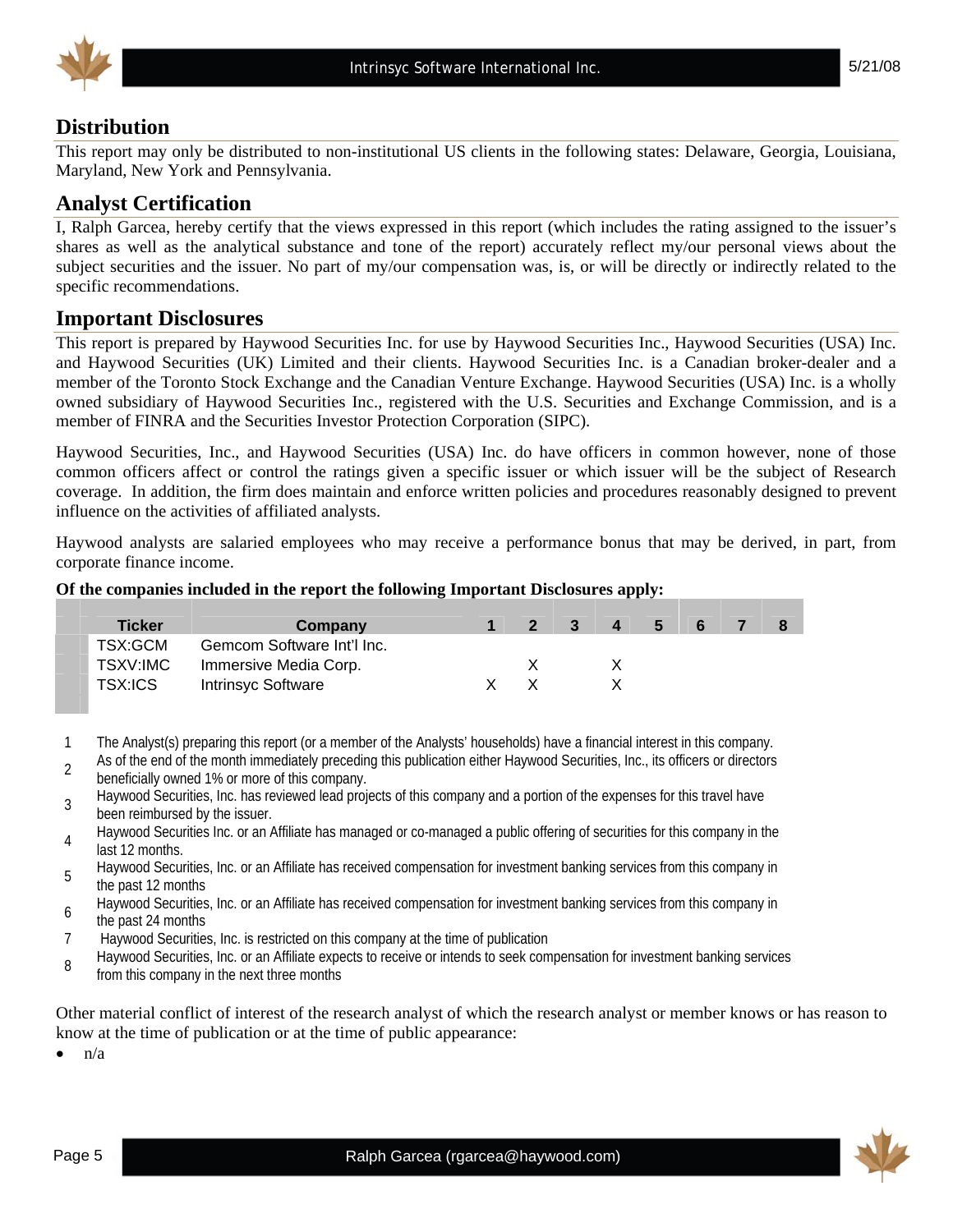## Distribution

This report may only be distributed to non-institutional US clients in the following states: Delaware, Georgia, Louisiana, Maryland, New York and Pennsylvania.

## Analyst Certification

I, Ralph Garcea, hereby certify that the views expressed in this report (which includes the rating assigned to the issuer's shares as well as the analytical substance and tone of the report) accurately reflect my/our personal views about the subject securities and the issuer. No part of my/our compensation was, is, or will be directly or indirectly related to the specific recommendations.

## Important Disclosures

This report is prepared by Haywood Securities Inc. for use by Haywood Securities Inc., Haywood Securities (USA) Inc. and Haywood Securities (UK) Limited and their clients. Haywood Securities Inc. is a Canadian broker-dealer and a member of the Toronto Stock Exchange and the Canadian Venture Exchange. Haywood Securities (USA) Inc. is a wholly owned subsidiary of Haywood Securities Inc., registered with the U.S. Securities and Exchange Commission, and is a member of FINRA and the Securities Investor Protection Corporation (SIPC).

Haywood Securities, Inc., and Haywood Securities (USA) Inc. do have officers in common however, none of those common officers affect or control the ratings given a specific issuer or which issuer will be the subject of Research coverage. In addition, the firm does maintain and enforce written policies and procedures reasonably designed to prevent influence on the activities of affiliated analysts.

Haywood analysts are salaried employees who may receive a performance bonus that may be derived, in part, from corporate finance income.

**Of the companies included in the report the following Important Disclosures apply:**

| Ticker | Company | 1 | 2 | 3 | 4 | 5 | 6 | 7 | 8 |
|---|---|---|---|---|---|---|---|---|---|
| TSX:GCM | Gemcom Software Int'l Inc. | | | | | | | | |
| TSXV:IMC | Immersive Media Corp. | | X | | X | | | | |
| TSX:ICS | Intrinsyc Software | X | X | | X | | | | |

1. The Analyst(s) preparing this report (or a member of the Analysts' households) have a financial interest in this company.
2. As of the end of the month immediately preceding this publication either Haywood Securities, Inc., its officers or directors beneficially owned 1% or more of this company.
3. Haywood Securities, Inc. has reviewed lead projects of this company and a portion of the expenses for this travel have been reimbursed by the issuer.
4. Haywood Securities Inc. or an Affiliate has managed or co-managed a public offering of securities for this company in the last 12 months.
5. Haywood Securities, Inc. or an Affiliate has received compensation for investment banking services from this company in the past 12 months
6. Haywood Securities, Inc. or an Affiliate has received compensation for investment banking services from this company in the past 24 months
7. Haywood Securities, Inc. is restricted on this company at the time of publication
8. Haywood Securities, Inc. or an Affiliate expects to receive or intends to seek compensation for investment banking services from this company in the next three months

Other material conflict of interest of the research analyst of which the research analyst or member knows or has reason to know at the time of publication or at the time of public appearance:

- n/a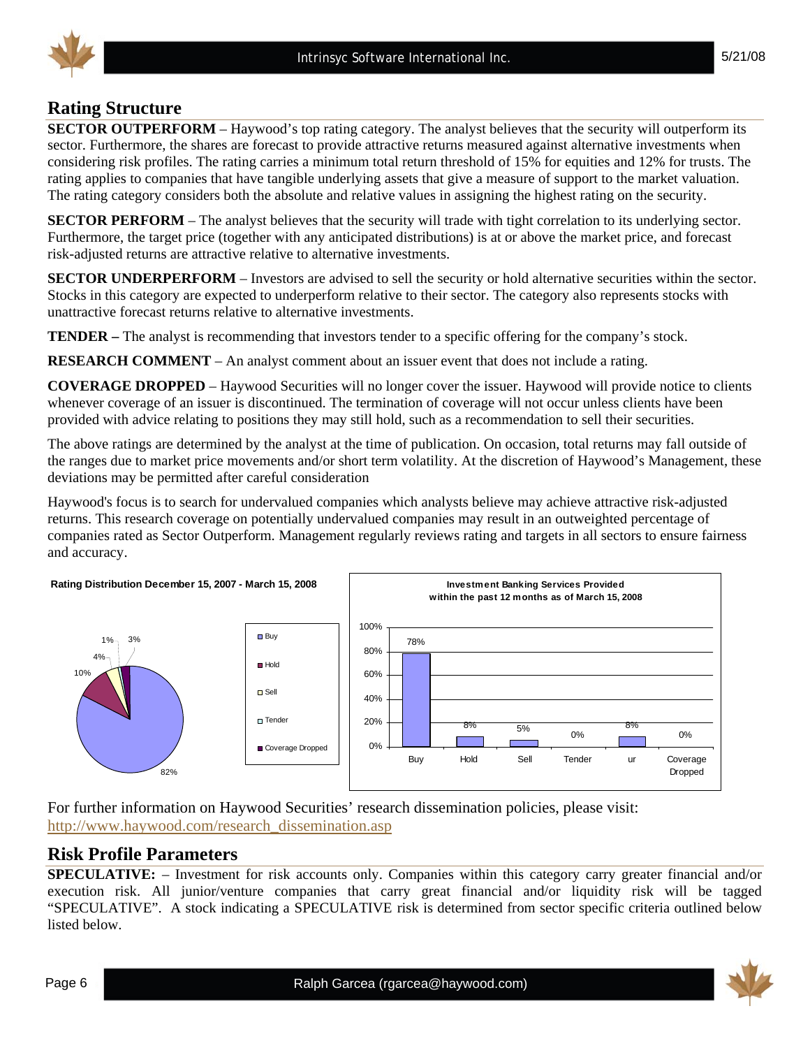## Rating Structure

**SECTOR OUTPERFORM** – Haywood's top rating category. The analyst believes that the security will outperform its sector. Furthermore, the shares are forecast to provide attractive returns measured against alternative investments when considering risk profiles. The rating carries a minimum total return threshold of 15% for equities and 12% for trusts. The rating applies to companies that have tangible underlying assets that give a measure of support to the market valuation. The rating category considers both the absolute and relative values in assigning the highest rating on the security.

**SECTOR PERFORM** – The analyst believes that the security will trade with tight correlation to its underlying sector. Furthermore, the target price (together with any anticipated distributions) is at or above the market price, and forecast risk-adjusted returns are attractive relative to alternative investments.

**SECTOR UNDERPERFORM** – Investors are advised to sell the security or hold alternative securities within the sector. Stocks in this category are expected to underperform relative to their sector. The category also represents stocks with unattractive forecast returns relative to alternative investments.

**TENDER –** The analyst is recommending that investors tender to a specific offering for the company's stock.

**RESEARCH COMMENT** – An analyst comment about an issuer event that does not include a rating.

**COVERAGE DROPPED** – Haywood Securities will no longer cover the issuer. Haywood will provide notice to clients whenever coverage of an issuer is discontinued. The termination of coverage will not occur unless clients have been provided with advice relating to positions they may still hold, such as a recommendation to sell their securities.

The above ratings are determined by the analyst at the time of publication. On occasion, total returns may fall outside of the ranges due to market price movements and/or short term volatility. At the discretion of Haywood's Management, these deviations may be permitted after careful consideration

Haywood's focus is to search for undervalued companies which analysts believe may achieve attractive risk-adjusted returns. This research coverage on potentially undervalued companies may result in an outweighted percentage of companies rated as Sector Outperform. Management regularly reviews rating and targets in all sectors to ensure fairness and accuracy.

**Rating Distribution December 15, 2007 - March 15, 2008**

| Rating | % |
|---|---|
| Buy | 82% |
| Hold | 10% |
| Sell | 4% |
| Tender | 1% |
| Coverage Dropped | 3% |

**Investment Banking Services Provided within the past 12 months as of March 15, 2008**

| Buy | Hold | Sell | Tender | ur | Coverage Dropped |
|---|---|---|---|---|---|
| 78% | 8% | 5% | 0% | 8% | 0% |

For further information on Haywood Securities' research dissemination policies, please visit: http://www.haywood.com/research_dissemination.asp

## Risk Profile Parameters

**SPECULATIVE:** – Investment for risk accounts only. Companies within this category carry greater financial and/or execution risk. All junior/venture companies that carry great financial and/or liquidity risk will be tagged "SPECULATIVE". A stock indicating a SPECULATIVE risk is determined from sector specific criteria outlined below listed below.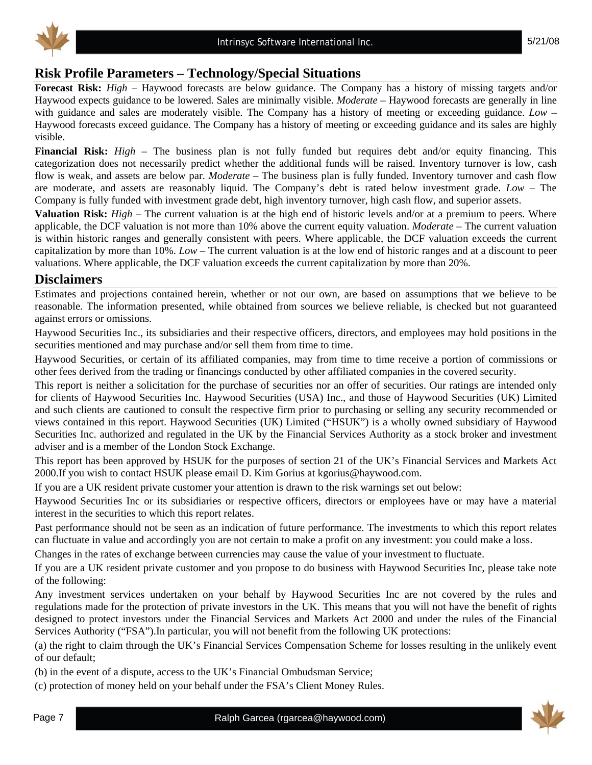## Risk Profile Parameters – Technology/Special Situations

**Forecast Risk:** *High* – Haywood forecasts are below guidance. The Company has a history of missing targets and/or Haywood expects guidance to be lowered. Sales are minimally visible. *Moderate* – Haywood forecasts are generally in line with guidance and sales are moderately visible. The Company has a history of meeting or exceeding guidance. *Low* – Haywood forecasts exceed guidance. The Company has a history of meeting or exceeding guidance and its sales are highly visible.

**Financial Risk:** *High* – The business plan is not fully funded but requires debt and/or equity financing. This categorization does not necessarily predict whether the additional funds will be raised. Inventory turnover is low, cash flow is weak, and assets are below par. *Moderate* – The business plan is fully funded. Inventory turnover and cash flow are moderate, and assets are reasonably liquid. The Company's debt is rated below investment grade. *Low* – The Company is fully funded with investment grade debt, high inventory turnover, high cash flow, and superior assets.

**Valuation Risk:** *High* – The current valuation is at the high end of historic levels and/or at a premium to peers. Where applicable, the DCF valuation is not more than 10% above the current equity valuation. *Moderate* – The current valuation is within historic ranges and generally consistent with peers. Where applicable, the DCF valuation exceeds the current capitalization by more than 10%. *Low* – The current valuation is at the low end of historic ranges and at a discount to peer valuations. Where applicable, the DCF valuation exceeds the current capitalization by more than 20%.

## Disclaimers

Estimates and projections contained herein, whether or not our own, are based on assumptions that we believe to be reasonable. The information presented, while obtained from sources we believe reliable, is checked but not guaranteed against errors or omissions.

Haywood Securities Inc., its subsidiaries and their respective officers, directors, and employees may hold positions in the securities mentioned and may purchase and/or sell them from time to time.

Haywood Securities, or certain of its affiliated companies, may from time to time receive a portion of commissions or other fees derived from the trading or financings conducted by other affiliated companies in the covered security.

This report is neither a solicitation for the purchase of securities nor an offer of securities. Our ratings are intended only for clients of Haywood Securities Inc. Haywood Securities (USA) Inc., and those of Haywood Securities (UK) Limited and such clients are cautioned to consult the respective firm prior to purchasing or selling any security recommended or views contained in this report. Haywood Securities (UK) Limited ("HSUK") is a wholly owned subsidiary of Haywood Securities Inc. authorized and regulated in the UK by the Financial Services Authority as a stock broker and investment adviser and is a member of the London Stock Exchange.

This report has been approved by HSUK for the purposes of section 21 of the UK's Financial Services and Markets Act 2000.If you wish to contact HSUK please email D. Kim Gorius at kgorius@haywood.com.

If you are a UK resident private customer your attention is drawn to the risk warnings set out below:

Haywood Securities Inc or its subsidiaries or respective officers, directors or employees have or may have a material interest in the securities to which this report relates.

Past performance should not be seen as an indication of future performance. The investments to which this report relates can fluctuate in value and accordingly you are not certain to make a profit on any investment: you could make a loss.

Changes in the rates of exchange between currencies may cause the value of your investment to fluctuate.

If you are a UK resident private customer and you propose to do business with Haywood Securities Inc, please take note of the following:

Any investment services undertaken on your behalf by Haywood Securities Inc are not covered by the rules and regulations made for the protection of private investors in the UK. This means that you will not have the benefit of rights designed to protect investors under the Financial Services and Markets Act 2000 and under the rules of the Financial Services Authority ("FSA").In particular, you will not benefit from the following UK protections:

(a) the right to claim through the UK's Financial Services Compensation Scheme for losses resulting in the unlikely event of our default;

(b) in the event of a dispute, access to the UK's Financial Ombudsman Service;

(c) protection of money held on your behalf under the FSA's Client Money Rules.